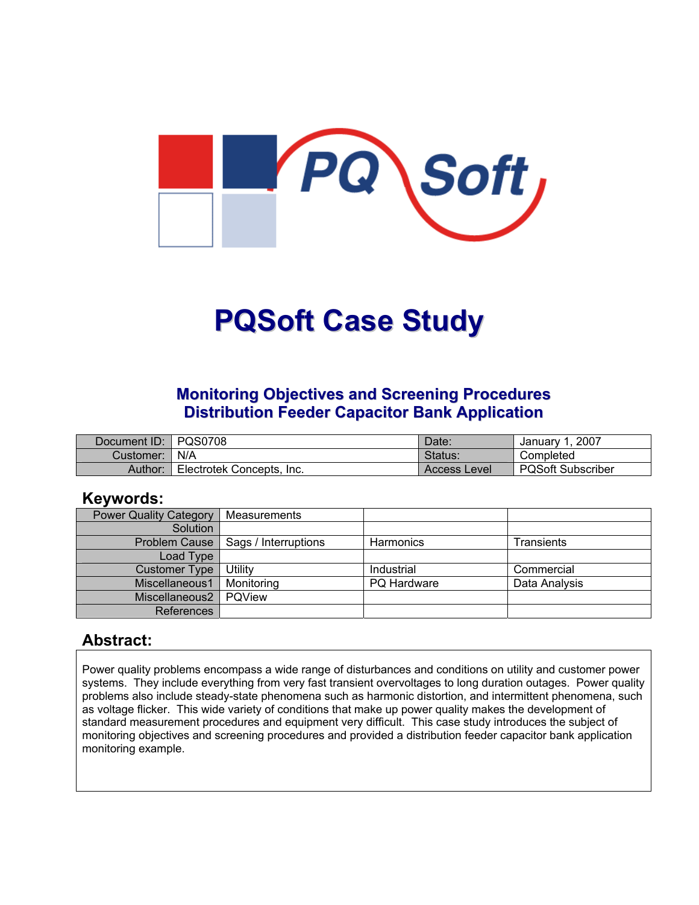# PQSoft Case Study

## Monitoring Objectives and Screening Procedures Distribution Feeder Capacitor Bank Application

| Document ID: | PQS0708 | Date: | January 1, 2007 |
|---|---|---|---|
| Customer: | N/A | Status: | Completed |
| Author: | Electrotek Concepts, Inc. | Access Level | PQSoft Subscriber |

## Keywords:

| Power Quality Category | Measurements | | |
|---|---|---|---|
| Solution | | | |
| Problem Cause | Sags / Interruptions | Harmonics | Transients |
| Load Type | | | |
| Customer Type | Utility | Industrial | Commercial |
| Miscellaneous1 | Monitoring | PQ Hardware | Data Analysis |
| Miscellaneous2 | PQView | | |
| References | | | |

## Abstract:

Power quality problems encompass a wide range of disturbances and conditions on utility and customer power systems. They include everything from very fast transient overvoltages to long duration outages. Power quality problems also include steady-state phenomena such as harmonic distortion, and intermittent phenomena, such as voltage flicker. This wide variety of conditions that make up power quality makes the development of standard measurement procedures and equipment very difficult. This case study introduces the subject of monitoring objectives and screening procedures and provided a distribution feeder capacitor bank application monitoring example.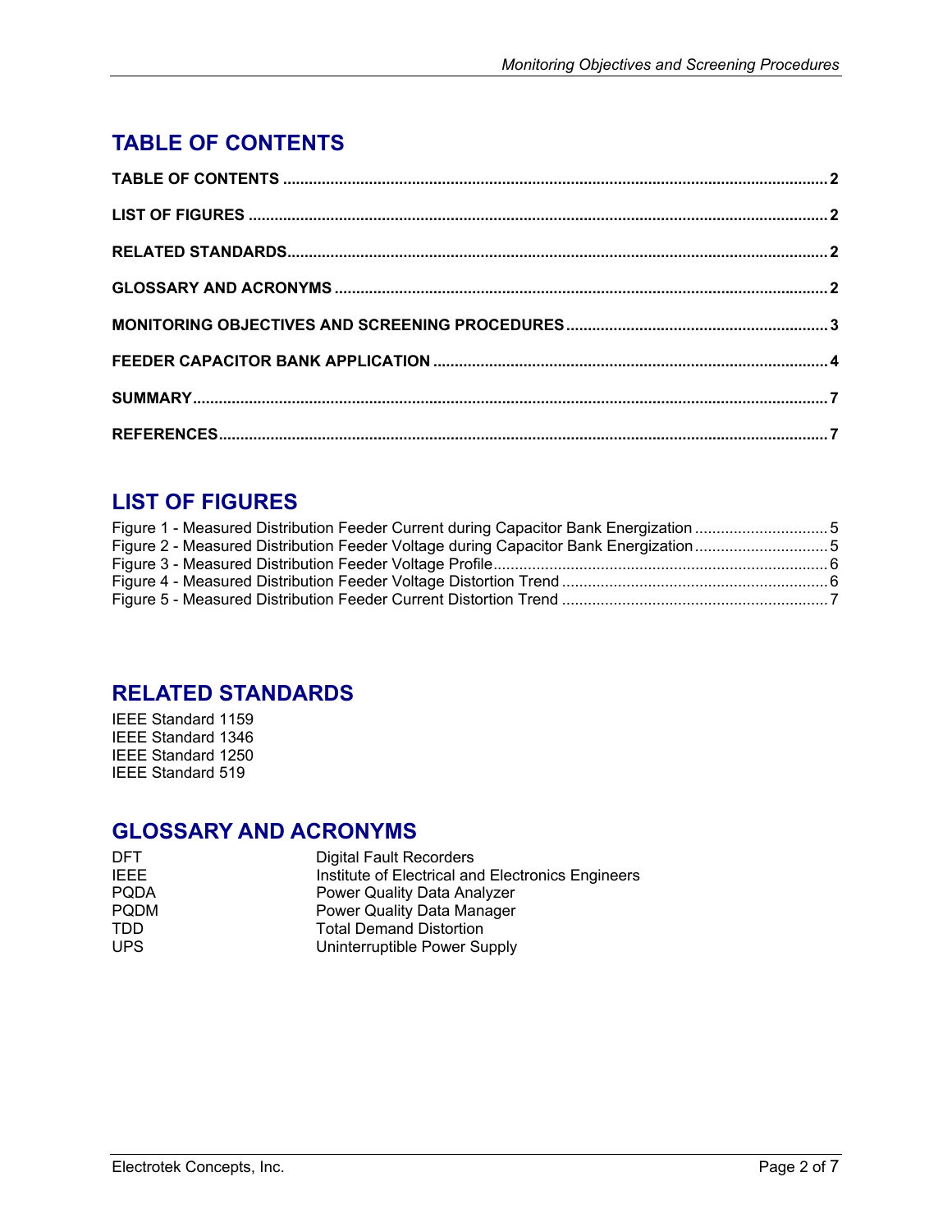# TABLE OF CONTENTS

**TABLE OF CONTENTS** .......... 2

**LIST OF FIGURES** .......... 2

**RELATED STANDARDS** .......... 2

**GLOSSARY AND ACRONYMS** .......... 2

**MONITORING OBJECTIVES AND SCREENING PROCEDURES** .......... 3

**FEEDER CAPACITOR BANK APPLICATION** .......... 4

**SUMMARY** .......... 7

**REFERENCES** .......... 7

# LIST OF FIGURES

Figure 1 - Measured Distribution Feeder Current during Capacitor Bank Energization .......... 5
Figure 2 - Measured Distribution Feeder Voltage during Capacitor Bank Energization .......... 5
Figure 3 - Measured Distribution Feeder Voltage Profile .......... 6
Figure 4 - Measured Distribution Feeder Voltage Distortion Trend .......... 6
Figure 5 - Measured Distribution Feeder Current Distortion Trend .......... 7

# RELATED STANDARDS

IEEE Standard 1159
IEEE Standard 1346
IEEE Standard 1250
IEEE Standard 519

# GLOSSARY AND ACRONYMS

| | |
|---|---|
| DFT | Digital Fault Recorders |
| IEEE | Institute of Electrical and Electronics Engineers |
| PQDA | Power Quality Data Analyzer |
| PQDM | Power Quality Data Manager |
| TDD | Total Demand Distortion |
| UPS | Uninterruptible Power Supply |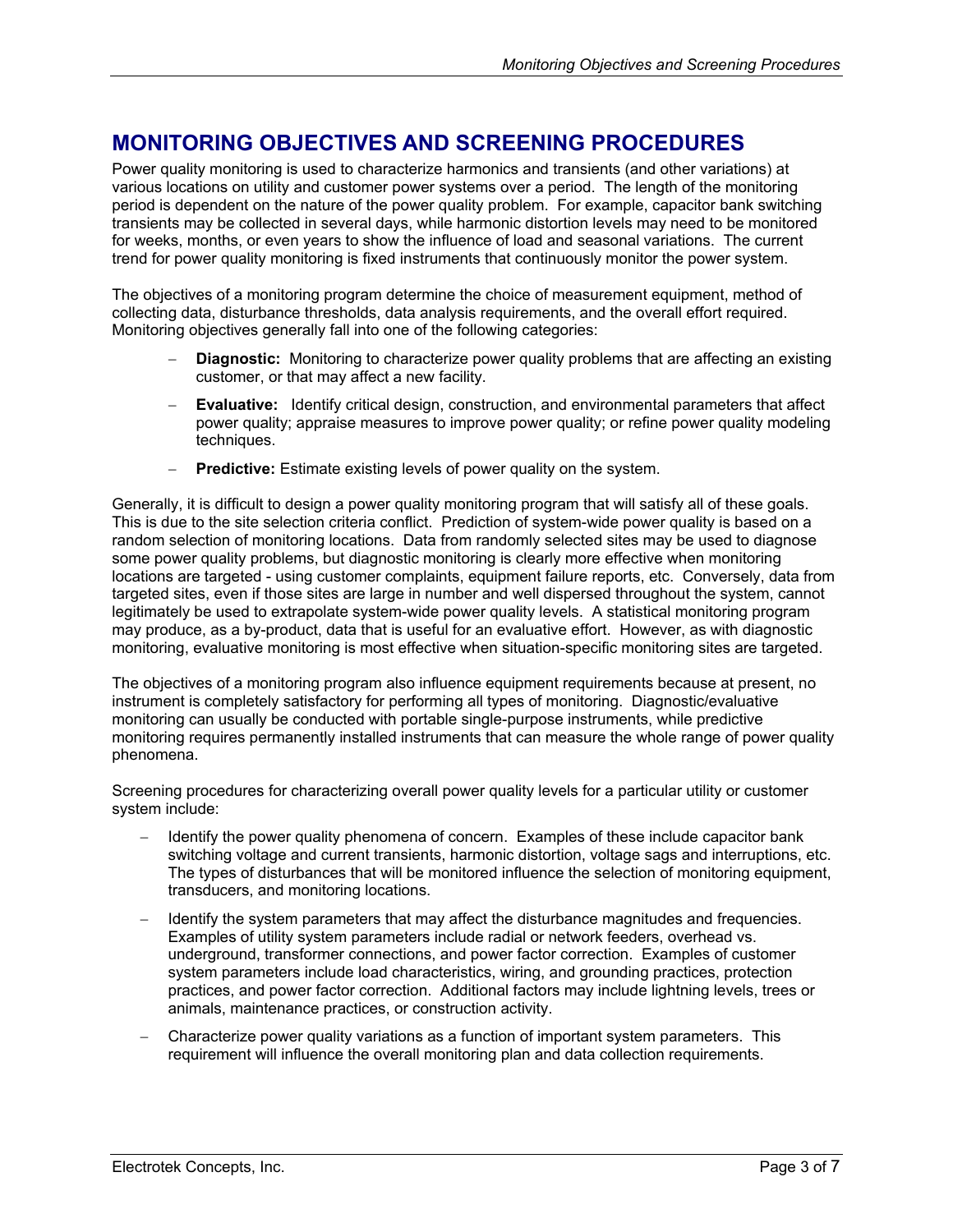# MONITORING OBJECTIVES AND SCREENING PROCEDURES

Power quality monitoring is used to characterize harmonics and transients (and other variations) at various locations on utility and customer power systems over a period. The length of the monitoring period is dependent on the nature of the power quality problem. For example, capacitor bank switching transients may be collected in several days, while harmonic distortion levels may need to be monitored for weeks, months, or even years to show the influence of load and seasonal variations. The current trend for power quality monitoring is fixed instruments that continuously monitor the power system.

The objectives of a monitoring program determine the choice of measurement equipment, method of collecting data, disturbance thresholds, data analysis requirements, and the overall effort required. Monitoring objectives generally fall into one of the following categories:

- **Diagnostic:** Monitoring to characterize power quality problems that are affecting an existing customer, or that may affect a new facility.
- **Evaluative:** Identify critical design, construction, and environmental parameters that affect power quality; appraise measures to improve power quality; or refine power quality modeling techniques.
- **Predictive:** Estimate existing levels of power quality on the system.

Generally, it is difficult to design a power quality monitoring program that will satisfy all of these goals. This is due to the site selection criteria conflict. Prediction of system-wide power quality is based on a random selection of monitoring locations. Data from randomly selected sites may be used to diagnose some power quality problems, but diagnostic monitoring is clearly more effective when monitoring locations are targeted - using customer complaints, equipment failure reports, etc. Conversely, data from targeted sites, even if those sites are large in number and well dispersed throughout the system, cannot legitimately be used to extrapolate system-wide power quality levels. A statistical monitoring program may produce, as a by-product, data that is useful for an evaluative effort. However, as with diagnostic monitoring, evaluative monitoring is most effective when situation-specific monitoring sites are targeted.

The objectives of a monitoring program also influence equipment requirements because at present, no instrument is completely satisfactory for performing all types of monitoring. Diagnostic/evaluative monitoring can usually be conducted with portable single-purpose instruments, while predictive monitoring requires permanently installed instruments that can measure the whole range of power quality phenomena.

Screening procedures for characterizing overall power quality levels for a particular utility or customer system include:

- Identify the power quality phenomena of concern. Examples of these include capacitor bank switching voltage and current transients, harmonic distortion, voltage sags and interruptions, etc. The types of disturbances that will be monitored influence the selection of monitoring equipment, transducers, and monitoring locations.
- Identify the system parameters that may affect the disturbance magnitudes and frequencies. Examples of utility system parameters include radial or network feeders, overhead vs. underground, transformer connections, and power factor correction. Examples of customer system parameters include load characteristics, wiring, and grounding practices, protection practices, and power factor correction. Additional factors may include lightning levels, trees or animals, maintenance practices, or construction activity.
- Characterize power quality variations as a function of important system parameters. This requirement will influence the overall monitoring plan and data collection requirements.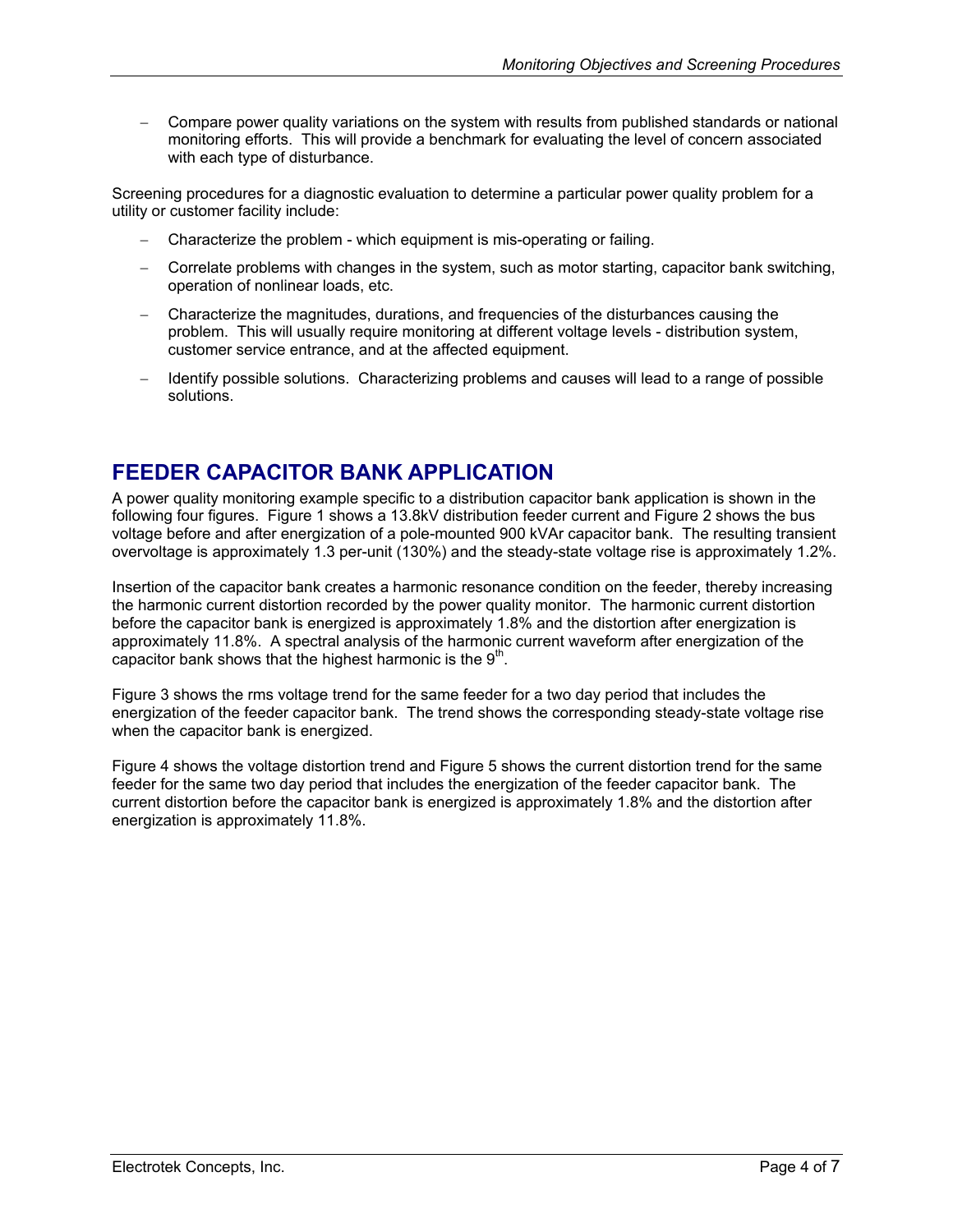- Compare power quality variations on the system with results from published standards or national monitoring efforts. This will provide a benchmark for evaluating the level of concern associated with each type of disturbance.

Screening procedures for a diagnostic evaluation to determine a particular power quality problem for a utility or customer facility include:

- Characterize the problem - which equipment is mis-operating or failing.
- Correlate problems with changes in the system, such as motor starting, capacitor bank switching, operation of nonlinear loads, etc.
- Characterize the magnitudes, durations, and frequencies of the disturbances causing the problem. This will usually require monitoring at different voltage levels - distribution system, customer service entrance, and at the affected equipment.
- Identify possible solutions. Characterizing problems and causes will lead to a range of possible solutions.

## FEEDER CAPACITOR BANK APPLICATION

A power quality monitoring example specific to a distribution capacitor bank application is shown in the following four figures. Figure 1 shows a 13.8kV distribution feeder current and Figure 2 shows the bus voltage before and after energization of a pole-mounted 900 kVAr capacitor bank. The resulting transient overvoltage is approximately 1.3 per-unit (130%) and the steady-state voltage rise is approximately 1.2%.

Insertion of the capacitor bank creates a harmonic resonance condition on the feeder, thereby increasing the harmonic current distortion recorded by the power quality monitor. The harmonic current distortion before the capacitor bank is energized is approximately 1.8% and the distortion after energization is approximately 11.8%. A spectral analysis of the harmonic current waveform after energization of the capacitor bank shows that the highest harmonic is the $9^{th}$.

Figure 3 shows the rms voltage trend for the same feeder for a two day period that includes the energization of the feeder capacitor bank. The trend shows the corresponding steady-state voltage rise when the capacitor bank is energized.

Figure 4 shows the voltage distortion trend and Figure 5 shows the current distortion trend for the same feeder for the same two day period that includes the energization of the feeder capacitor bank. The current distortion before the capacitor bank is energized is approximately 1.8% and the distortion after energization is approximately 11.8%.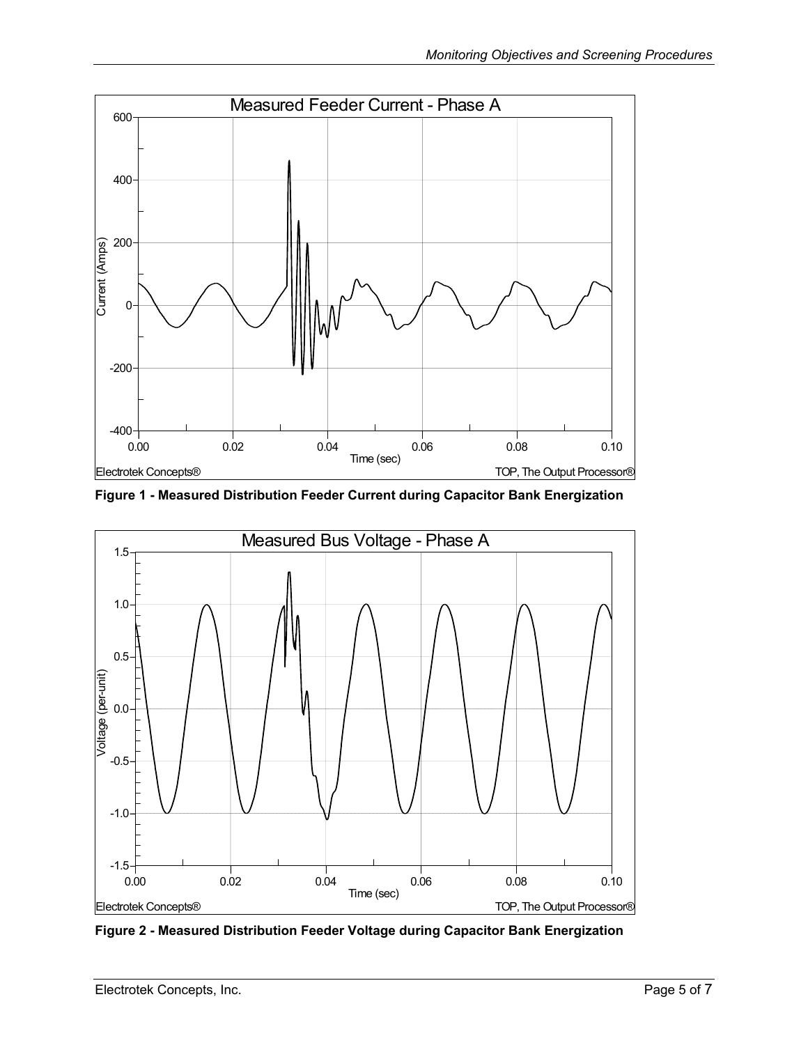**Figure 1 - Measured Distribution Feeder Current during Capacitor Bank Energization**

**Figure 2 - Measured Distribution Feeder Voltage during Capacitor Bank Energization**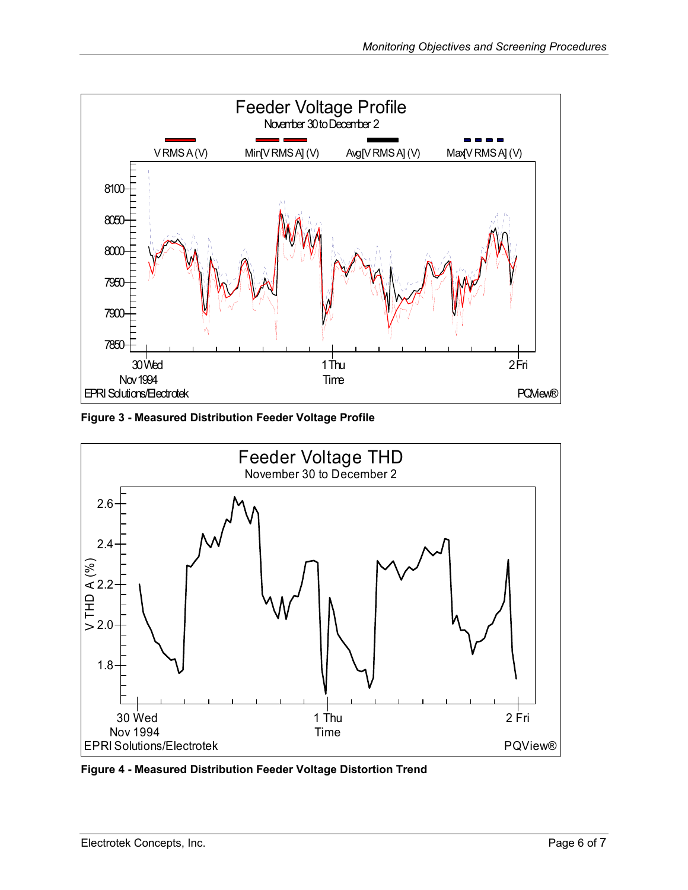Figure 3 - Measured Distribution Feeder Voltage Profile

Figure 4 - Measured Distribution Feeder Voltage Distortion Trend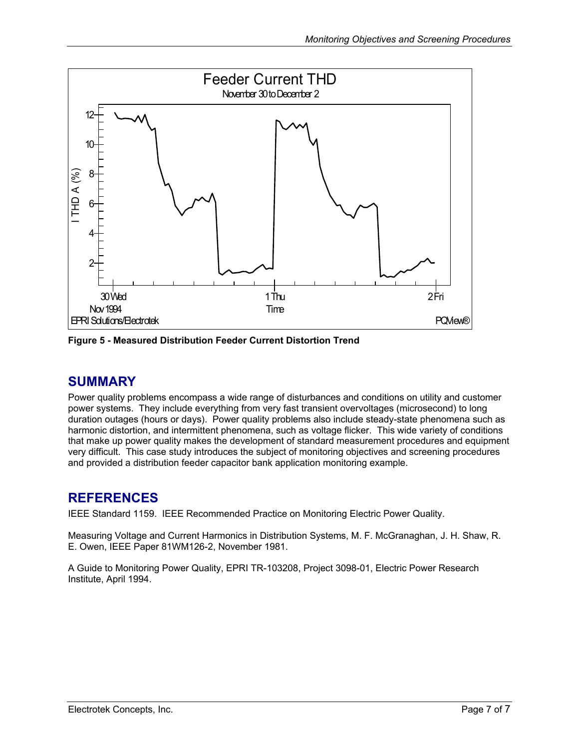Feeder Current THD

November 30 to December 2

I THD A (%)

12

10

8

6

4

2

30 Wed

Nov 1994

1 Thu

Time

2 Fri

EPRI Solutions/Electrotek

PQView®

**Figure 5 - Measured Distribution Feeder Current Distortion Trend**

## SUMMARY

Power quality problems encompass a wide range of disturbances and conditions on utility and customer power systems. They include everything from very fast transient overvoltages (microsecond) to long duration outages (hours or days). Power quality problems also include steady-state phenomena such as harmonic distortion, and intermittent phenomena, such as voltage flicker. This wide variety of conditions that make up power quality makes the development of standard measurement procedures and equipment very difficult. This case study introduces the subject of monitoring objectives and screening procedures and provided a distribution feeder capacitor bank application monitoring example.

## REFERENCES

IEEE Standard 1159. IEEE Recommended Practice on Monitoring Electric Power Quality.

Measuring Voltage and Current Harmonics in Distribution Systems, M. F. McGranaghan, J. H. Shaw, R. E. Owen, IEEE Paper 81WM126-2, November 1981.

A Guide to Monitoring Power Quality, EPRI TR-103208, Project 3098-01, Electric Power Research Institute, April 1994.